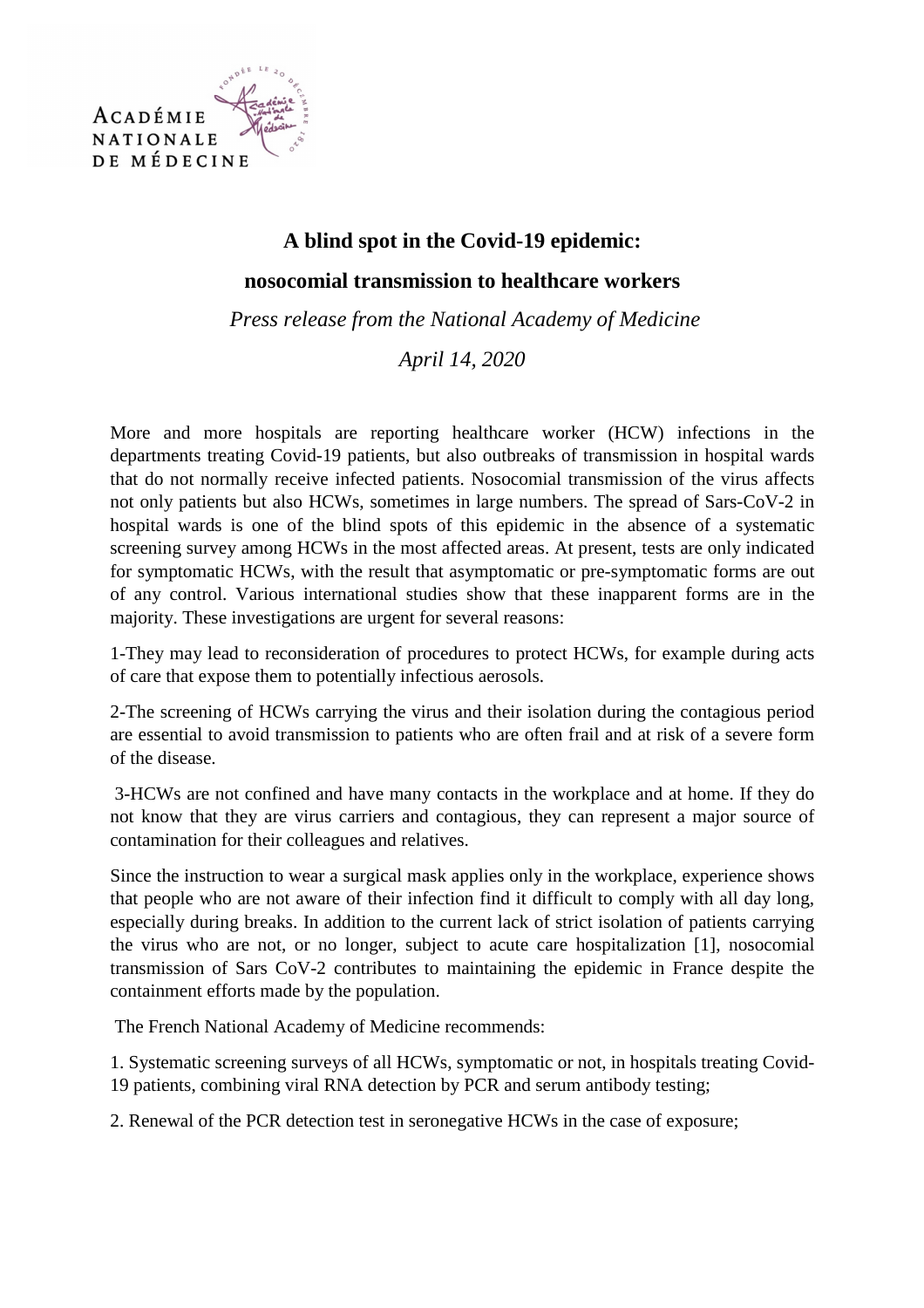# A blind spot in the Covid-19 epidemic:

# nosocomial transmission to healthcare workers

*Press release from the National Academy of Medicine*

*April 14, 2020*

More and more hospitals are reporting healthcare worker (HCW) infections in the departments treating Covid-19 patients, but also outbreaks of transmission in hospital wards that do not normally receive infected patients. Nosocomial transmission of the virus affects not only patients but also HCWs, sometimes in large numbers. The spread of Sars-CoV-2 in hospital wards is one of the blind spots of this epidemic in the absence of a systematic screening survey among HCWs in the most affected areas. At present, tests are only indicated for symptomatic HCWs, with the result that asymptomatic or pre-symptomatic forms are out of any control. Various international studies show that these inapparent forms are in the majority. These investigations are urgent for several reasons:

1-They may lead to reconsideration of procedures to protect HCWs, for example during acts of care that expose them to potentially infectious aerosols.

2-The screening of HCWs carrying the virus and their isolation during the contagious period are essential to avoid transmission to patients who are often frail and at risk of a severe form of the disease.

3-HCWs are not confined and have many contacts in the workplace and at home. If they do not know that they are virus carriers and contagious, they can represent a major source of contamination for their colleagues and relatives.

Since the instruction to wear a surgical mask applies only in the workplace, experience shows that people who are not aware of their infection find it difficult to comply with all day long, especially during breaks. In addition to the current lack of strict isolation of patients carrying the virus who are not, or no longer, subject to acute care hospitalization [1], nosocomial transmission of Sars CoV-2 contributes to maintaining the epidemic in France despite the containment efforts made by the population.

The French National Academy of Medicine recommends:

1. Systematic screening surveys of all HCWs, symptomatic or not, in hospitals treating Covid-19 patients, combining viral RNA detection by PCR and serum antibody testing;

2. Renewal of the PCR detection test in seronegative HCWs in the case of exposure;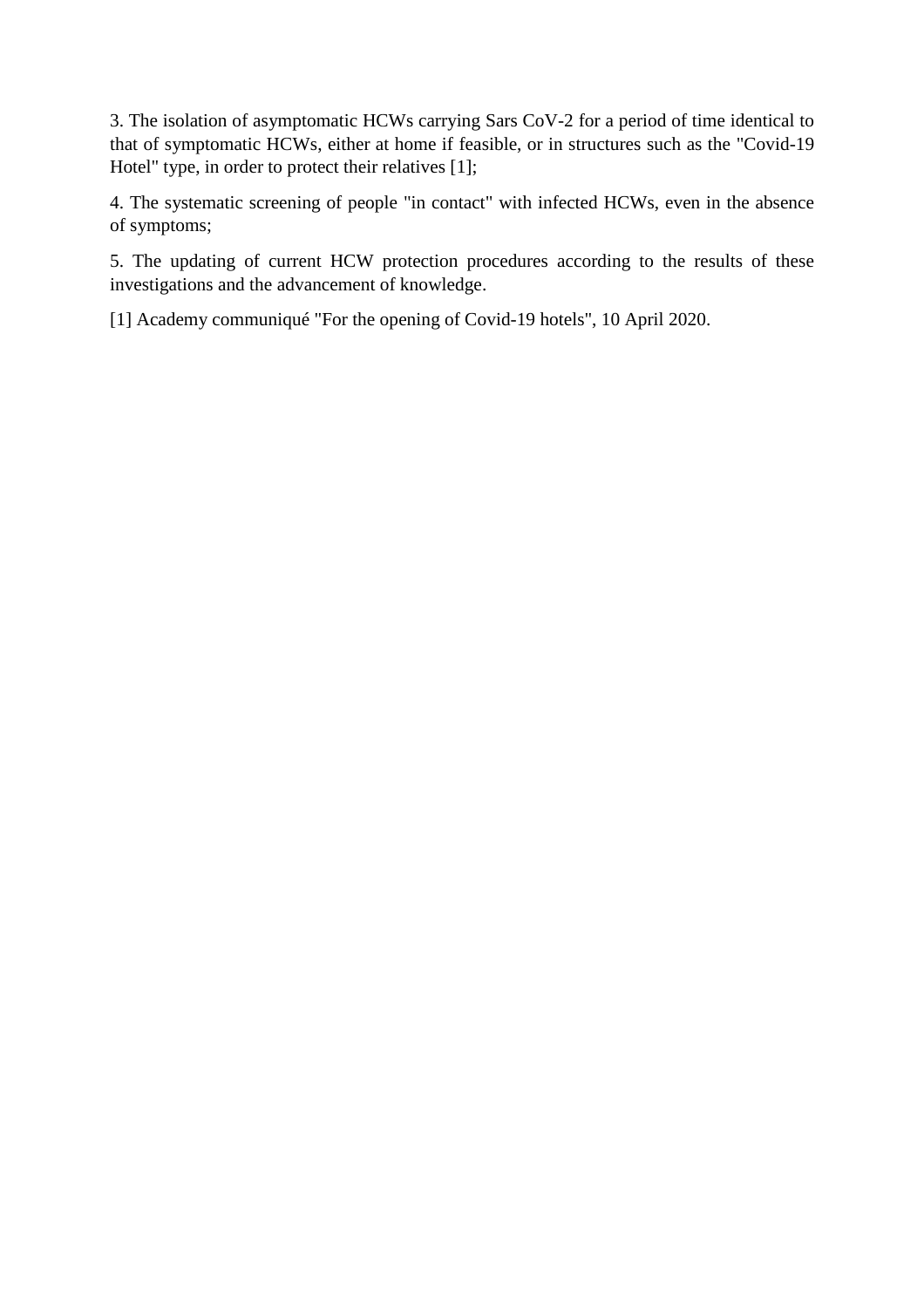3. The isolation of asymptomatic HCWs carrying Sars CoV-2 for a period of time identical to that of symptomatic HCWs, either at home if feasible, or in structures such as the "Covid-19 Hotel" type, in order to protect their relatives [1];

4. The systematic screening of people "in contact" with infected HCWs, even in the absence of symptoms;

5. The updating of current HCW protection procedures according to the results of these investigations and the advancement of knowledge.

[1] Academy communiqué "For the opening of Covid-19 hotels", 10 April 2020.